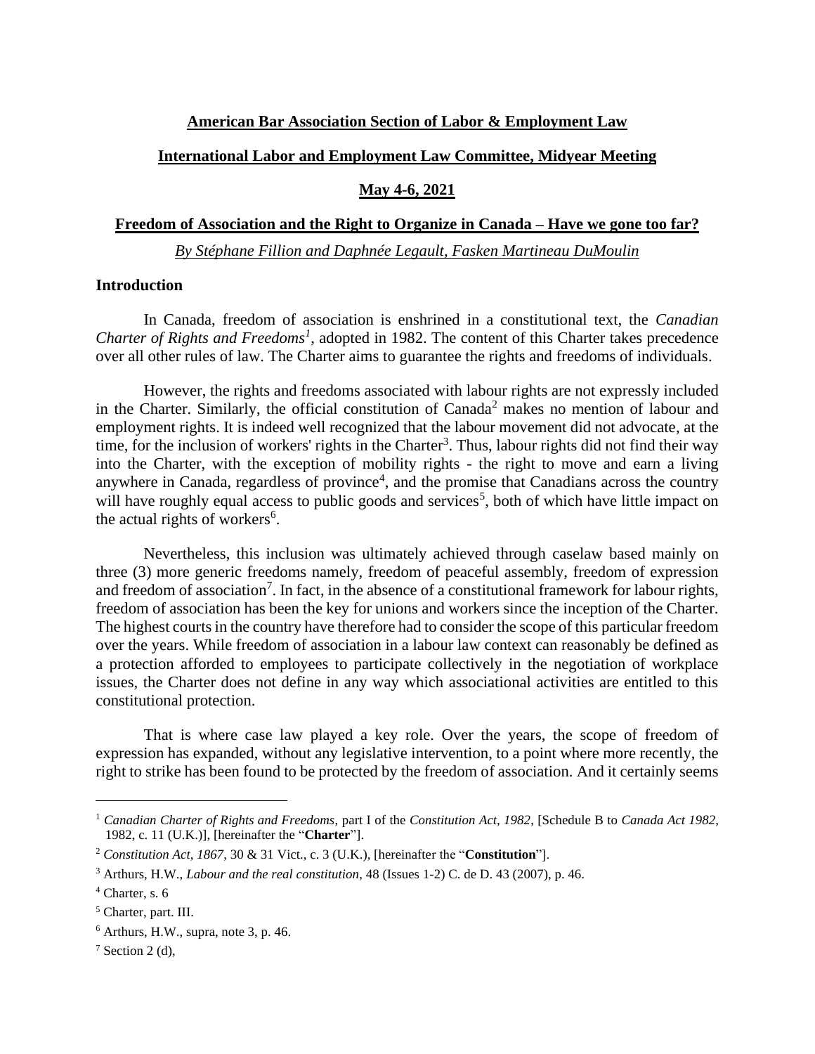**American Bar Association Section of Labor & Employment Law**

**International Labor and Employment Law Committee, Midyear Meeting**

**May 4-6, 2021**

**Freedom of Association and the Right to Organize in Canada – Have we gone too far?**

*By Stéphane Fillion and Daphnée Legault, Fasken Martineau DuMoulin*

## Introduction

In Canada, freedom of association is enshrined in a constitutional text, the *Canadian Charter of Rights and Freedoms*[1], adopted in 1982. The content of this Charter takes precedence over all other rules of law. The Charter aims to guarantee the rights and freedoms of individuals.

However, the rights and freedoms associated with labour rights are not expressly included in the Charter. Similarly, the official constitution of Canada[2] makes no mention of labour and employment rights. It is indeed well recognized that the labour movement did not advocate, at the time, for the inclusion of workers' rights in the Charter[3]. Thus, labour rights did not find their way into the Charter, with the exception of mobility rights - the right to move and earn a living anywhere in Canada, regardless of province[4], and the promise that Canadians across the country will have roughly equal access to public goods and services[5], both of which have little impact on the actual rights of workers[6].

Nevertheless, this inclusion was ultimately achieved through caselaw based mainly on three (3) more generic freedoms namely, freedom of peaceful assembly, freedom of expression and freedom of association[7]. In fact, in the absence of a constitutional framework for labour rights, freedom of association has been the key for unions and workers since the inception of the Charter. The highest courts in the country have therefore had to consider the scope of this particular freedom over the years. While freedom of association in a labour law context can reasonably be defined as a protection afforded to employees to participate collectively in the negotiation of workplace issues, the Charter does not define in any way which associational activities are entitled to this constitutional protection.

That is where case law played a key role. Over the years, the scope of freedom of expression has expanded, without any legislative intervention, to a point where more recently, the right to strike has been found to be protected by the freedom of association. And it certainly seems

---

[1] *Canadian Charter of Rights and Freedoms*, part I of the *Constitution Act, 1982*, [Schedule B to *Canada Act 1982*, 1982, c. 11 (U.K.)], [hereinafter the "**Charter**"].

[2] *Constitution Act, 1867*, 30 & 31 Vict., c. 3 (U.K.), [hereinafter the "**Constitution**"].

[3] Arthurs, H.W., *Labour and the real constitution*, 48 (Issues 1-2) C. de D. 43 (2007), p. 46.

[4] Charter, s. 6

[5] Charter, part. III.

[6] Arthurs, H.W., supra, note 3, p. 46.

[7] Section 2 (d),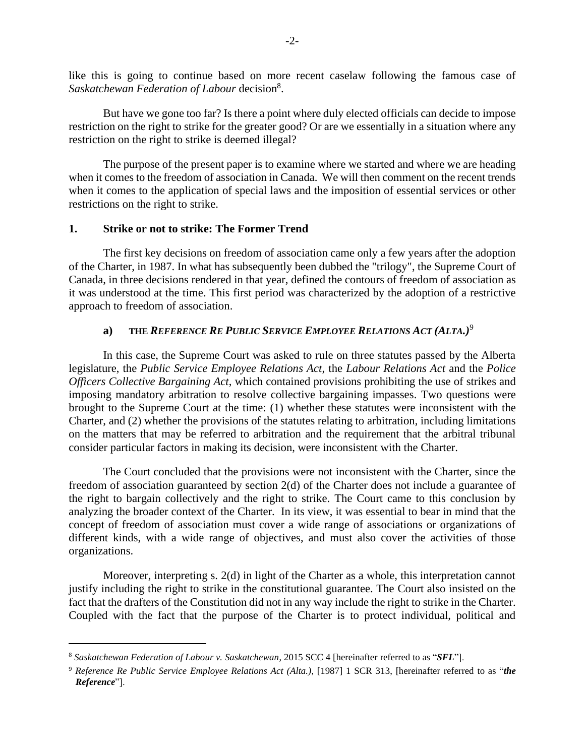like this is going to continue based on more recent caselaw following the famous case of *Saskatchewan Federation of Labour* decision[8].

But have we gone too far? Is there a point where duly elected officials can decide to impose restriction on the right to strike for the greater good? Or are we essentially in a situation where any restriction on the right to strike is deemed illegal?

The purpose of the present paper is to examine where we started and where we are heading when it comes to the freedom of association in Canada. We will then comment on the recent trends when it comes to the application of special laws and the imposition of essential services or other restrictions on the right to strike.

## 1. Strike or not to strike: The Former Trend

The first key decisions on freedom of association came only a few years after the adoption of the Charter, in 1987. In what has subsequently been dubbed the "trilogy", the Supreme Court of Canada, in three decisions rendered in that year, defined the contours of freedom of association as it was understood at the time. This first period was characterized by the adoption of a restrictive approach to freedom of association.

### a) THE *REFERENCE RE PUBLIC SERVICE EMPLOYEE RELATIONS ACT (ALTA.)*[9]

In this case, the Supreme Court was asked to rule on three statutes passed by the Alberta legislature, the *Public Service Employee Relations Act*, the *Labour Relations Act* and the *Police Officers Collective Bargaining Act*, which contained provisions prohibiting the use of strikes and imposing mandatory arbitration to resolve collective bargaining impasses. Two questions were brought to the Supreme Court at the time: (1) whether these statutes were inconsistent with the Charter, and (2) whether the provisions of the statutes relating to arbitration, including limitations on the matters that may be referred to arbitration and the requirement that the arbitral tribunal consider particular factors in making its decision, were inconsistent with the Charter.

The Court concluded that the provisions were not inconsistent with the Charter, since the freedom of association guaranteed by section 2(d) of the Charter does not include a guarantee of the right to bargain collectively and the right to strike. The Court came to this conclusion by analyzing the broader context of the Charter. In its view, it was essential to bear in mind that the concept of freedom of association must cover a wide range of associations or organizations of different kinds, with a wide range of objectives, and must also cover the activities of those organizations.

Moreover, interpreting s. 2(d) in light of the Charter as a whole, this interpretation cannot justify including the right to strike in the constitutional guarantee. The Court also insisted on the fact that the drafters of the Constitution did not in any way include the right to strike in the Charter. Coupled with the fact that the purpose of the Charter is to protect individual, political and

---

[8] *Saskatchewan Federation of Labour v. Saskatchewan*, 2015 SCC 4 [hereinafter referred to as "***SFL***"].

[9] *Reference Re Public Service Employee Relations Act (Alta.)*, [1987] 1 SCR 313, [hereinafter referred to as "***the Reference***"].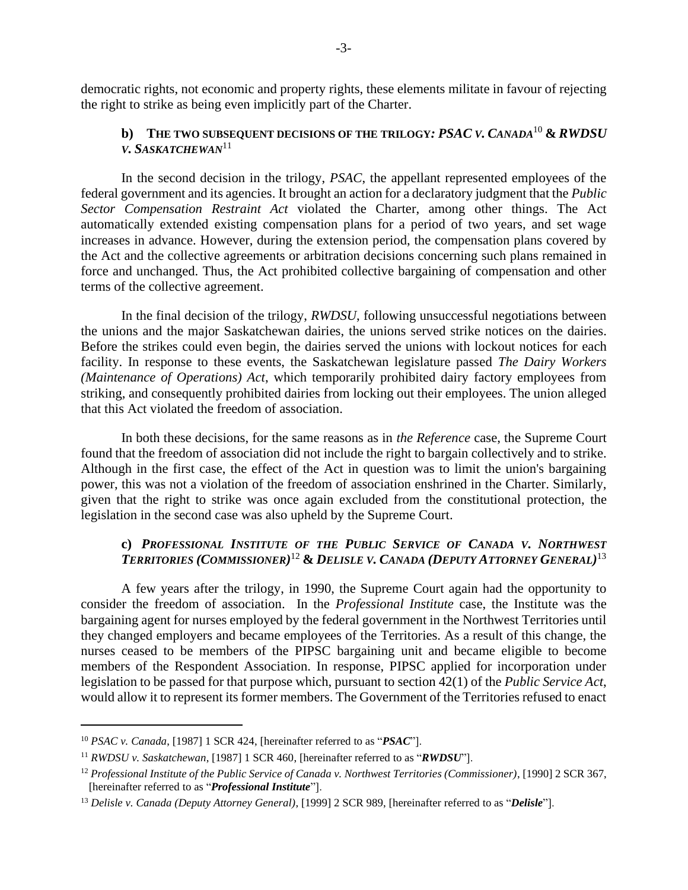democratic rights, not economic and property rights, these elements militate in favour of rejecting the right to strike as being even implicitly part of the Charter.

### b) THE TWO SUBSEQUENT DECISIONS OF THE TRILOGY: *PSAC v. CANADA*[10] & *RWDSU v. SASKATCHEWAN*[11]

In the second decision in the trilogy, *PSAC*, the appellant represented employees of the federal government and its agencies. It brought an action for a declaratory judgment that the *Public Sector Compensation Restraint Act* violated the Charter, among other things. The Act automatically extended existing compensation plans for a period of two years, and set wage increases in advance. However, during the extension period, the compensation plans covered by the Act and the collective agreements or arbitration decisions concerning such plans remained in force and unchanged. Thus, the Act prohibited collective bargaining of compensation and other terms of the collective agreement.

In the final decision of the trilogy, *RWDSU*, following unsuccessful negotiations between the unions and the major Saskatchewan dairies, the unions served strike notices on the dairies. Before the strikes could even begin, the dairies served the unions with lockout notices for each facility. In response to these events, the Saskatchewan legislature passed *The Dairy Workers (Maintenance of Operations) Act*, which temporarily prohibited dairy factory employees from striking, and consequently prohibited dairies from locking out their employees. The union alleged that this Act violated the freedom of association.

In both these decisions, for the same reasons as in *the Reference* case, the Supreme Court found that the freedom of association did not include the right to bargain collectively and to strike. Although in the first case, the effect of the Act in question was to limit the union's bargaining power, this was not a violation of the freedom of association enshrined in the Charter. Similarly, given that the right to strike was once again excluded from the constitutional protection, the legislation in the second case was also upheld by the Supreme Court.

### c) *PROFESSIONAL INSTITUTE OF THE PUBLIC SERVICE OF CANADA v. NORTHWEST TERRITORIES (COMMISSIONER)*[12] & *DELISLE v. CANADA (DEPUTY ATTORNEY GENERAL)*[13]

A few years after the trilogy, in 1990, the Supreme Court again had the opportunity to consider the freedom of association. In the *Professional Institute* case, the Institute was the bargaining agent for nurses employed by the federal government in the Northwest Territories until they changed employers and became employees of the Territories. As a result of this change, the nurses ceased to be members of the PIPSC bargaining unit and became eligible to become members of the Respondent Association. In response, PIPSC applied for incorporation under legislation to be passed for that purpose which, pursuant to section 42(1) of the *Public Service Act*, would allow it to represent its former members. The Government of the Territories refused to enact

---

[10] *PSAC v. Canada*, [1987] 1 SCR 424, [hereinafter referred to as "***PSAC***"].

[11] *RWDSU v. Saskatchewan*, [1987] 1 SCR 460, [hereinafter referred to as "***RWDSU***"].

[12] *Professional Institute of the Public Service of Canada v. Northwest Territories (Commissioner)*, [1990] 2 SCR 367, [hereinafter referred to as "***Professional Institute***"].

[13] *Delisle v. Canada (Deputy Attorney General)*, [1999] 2 SCR 989, [hereinafter referred to as "***Delisle***"].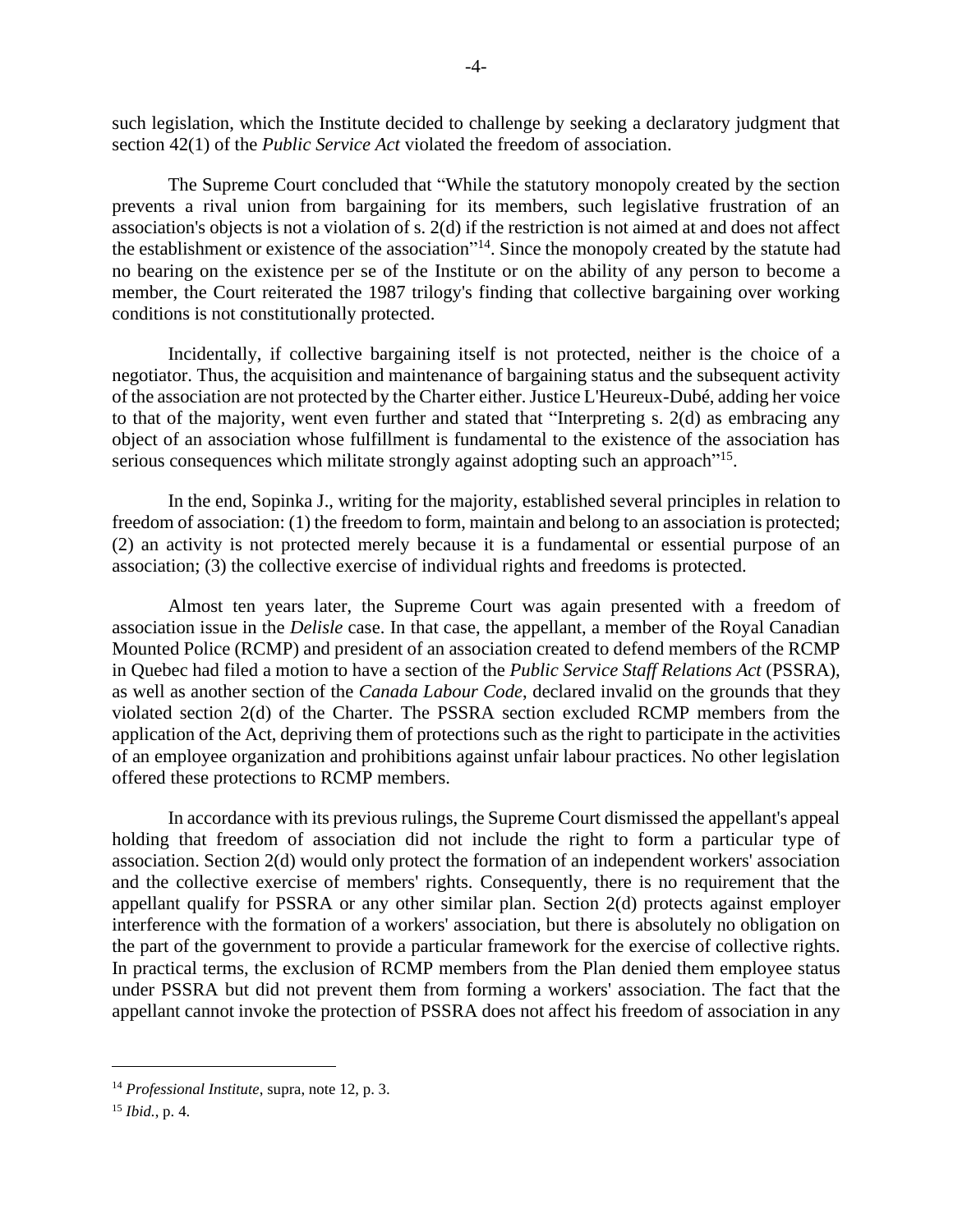such legislation, which the Institute decided to challenge by seeking a declaratory judgment that section 42(1) of the *Public Service Act* violated the freedom of association.

The Supreme Court concluded that "While the statutory monopoly created by the section prevents a rival union from bargaining for its members, such legislative frustration of an association's objects is not a violation of s. 2(d) if the restriction is not aimed at and does not affect the establishment or existence of the association"[14]. Since the monopoly created by the statute had no bearing on the existence per se of the Institute or on the ability of any person to become a member, the Court reiterated the 1987 trilogy's finding that collective bargaining over working conditions is not constitutionally protected.

Incidentally, if collective bargaining itself is not protected, neither is the choice of a negotiator. Thus, the acquisition and maintenance of bargaining status and the subsequent activity of the association are not protected by the Charter either. Justice L'Heureux-Dubé, adding her voice to that of the majority, went even further and stated that "Interpreting s. 2(d) as embracing any object of an association whose fulfillment is fundamental to the existence of the association has serious consequences which militate strongly against adopting such an approach"[15].

In the end, Sopinka J., writing for the majority, established several principles in relation to freedom of association: (1) the freedom to form, maintain and belong to an association is protected; (2) an activity is not protected merely because it is a fundamental or essential purpose of an association; (3) the collective exercise of individual rights and freedoms is protected.

Almost ten years later, the Supreme Court was again presented with a freedom of association issue in the *Delisle* case. In that case, the appellant, a member of the Royal Canadian Mounted Police (RCMP) and president of an association created to defend members of the RCMP in Quebec had filed a motion to have a section of the *Public Service Staff Relations Act* (PSSRA), as well as another section of the *Canada Labour Code*, declared invalid on the grounds that they violated section 2(d) of the Charter. The PSSRA section excluded RCMP members from the application of the Act, depriving them of protections such as the right to participate in the activities of an employee organization and prohibitions against unfair labour practices. No other legislation offered these protections to RCMP members.

In accordance with its previous rulings, the Supreme Court dismissed the appellant's appeal holding that freedom of association did not include the right to form a particular type of association. Section 2(d) would only protect the formation of an independent workers' association and the collective exercise of members' rights. Consequently, there is no requirement that the appellant qualify for PSSRA or any other similar plan. Section 2(d) protects against employer interference with the formation of a workers' association, but there is absolutely no obligation on the part of the government to provide a particular framework for the exercise of collective rights. In practical terms, the exclusion of RCMP members from the Plan denied them employee status under PSSRA but did not prevent them from forming a workers' association. The fact that the appellant cannot invoke the protection of PSSRA does not affect his freedom of association in any

---

[14] *Professional Institute*, supra, note 12, p. 3.

[15] *Ibid.*, p. 4.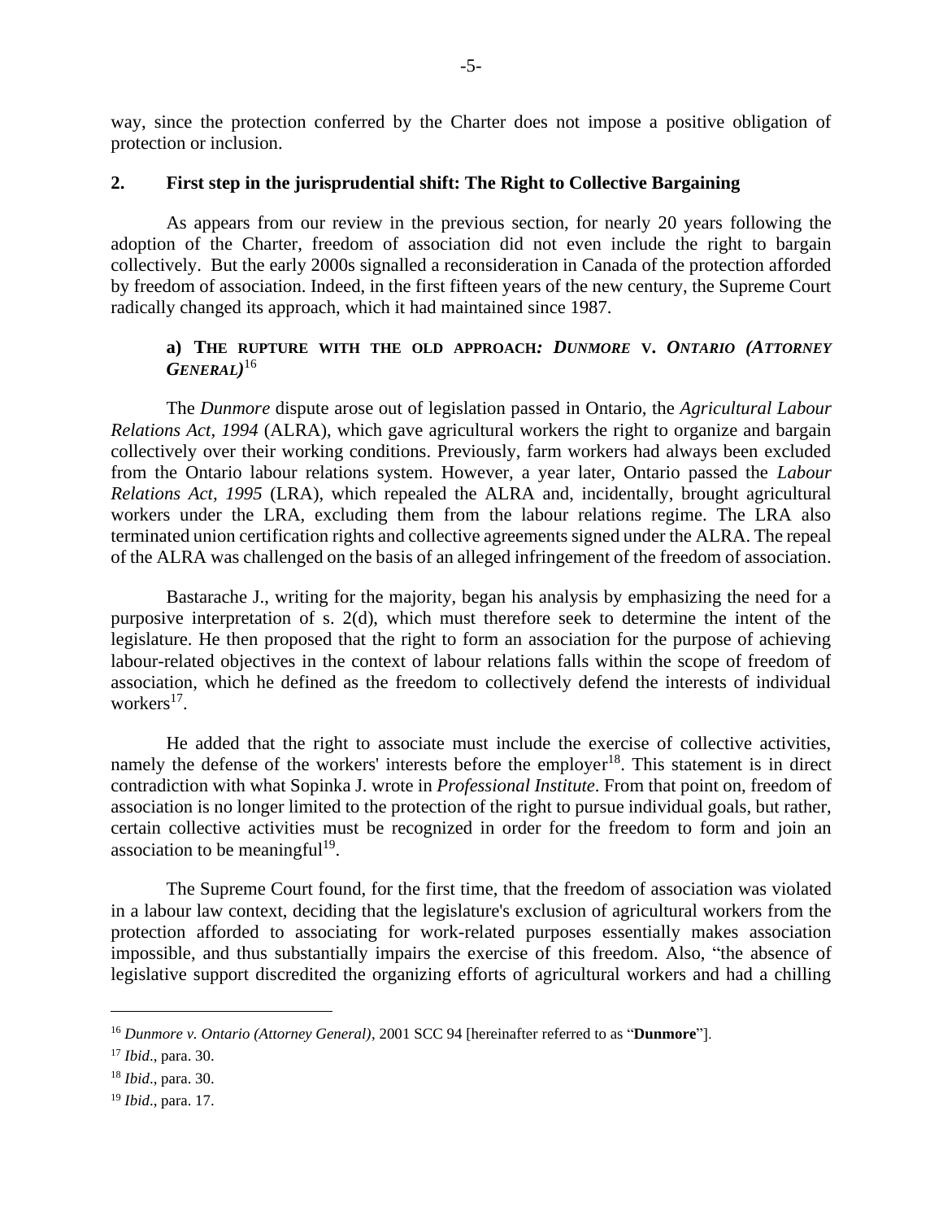way, since the protection conferred by the Charter does not impose a positive obligation of protection or inclusion.

## 2. First step in the jurisprudential shift: The Right to Collective Bargaining

As appears from our review in the previous section, for nearly 20 years following the adoption of the Charter, freedom of association did not even include the right to bargain collectively. But the early 2000s signalled a reconsideration in Canada of the protection afforded by freedom of association. Indeed, in the first fifteen years of the new century, the Supreme Court radically changed its approach, which it had maintained since 1987.

### a) The rupture with the old approach: *Dunmore* v. *Ontario (Attorney General)*[16]

The *Dunmore* dispute arose out of legislation passed in Ontario, the *Agricultural Labour Relations Act, 1994* (ALRA), which gave agricultural workers the right to organize and bargain collectively over their working conditions. Previously, farm workers had always been excluded from the Ontario labour relations system. However, a year later, Ontario passed the *Labour Relations Act, 1995* (LRA), which repealed the ALRA and, incidentally, brought agricultural workers under the LRA, excluding them from the labour relations regime. The LRA also terminated union certification rights and collective agreements signed under the ALRA. The repeal of the ALRA was challenged on the basis of an alleged infringement of the freedom of association.

Bastarache J., writing for the majority, began his analysis by emphasizing the need for a purposive interpretation of s. 2(d), which must therefore seek to determine the intent of the legislature. He then proposed that the right to form an association for the purpose of achieving labour-related objectives in the context of labour relations falls within the scope of freedom of association, which he defined as the freedom to collectively defend the interests of individual workers[17].

He added that the right to associate must include the exercise of collective activities, namely the defense of the workers' interests before the employer[18]. This statement is in direct contradiction with what Sopinka J. wrote in *Professional Institute*. From that point on, freedom of association is no longer limited to the protection of the right to pursue individual goals, but rather, certain collective activities must be recognized in order for the freedom to form and join an association to be meaningful[19].

The Supreme Court found, for the first time, that the freedom of association was violated in a labour law context, deciding that the legislature's exclusion of agricultural workers from the protection afforded to associating for work-related purposes essentially makes association impossible, and thus substantially impairs the exercise of this freedom. Also, "the absence of legislative support discredited the organizing efforts of agricultural workers and had a chilling

---

[16] *Dunmore v. Ontario (Attorney General)*, 2001 SCC 94 [hereinafter referred to as "**Dunmore**"].

[17] *Ibid*., para. 30.

[18] *Ibid*., para. 30.

[19] *Ibid*., para. 17.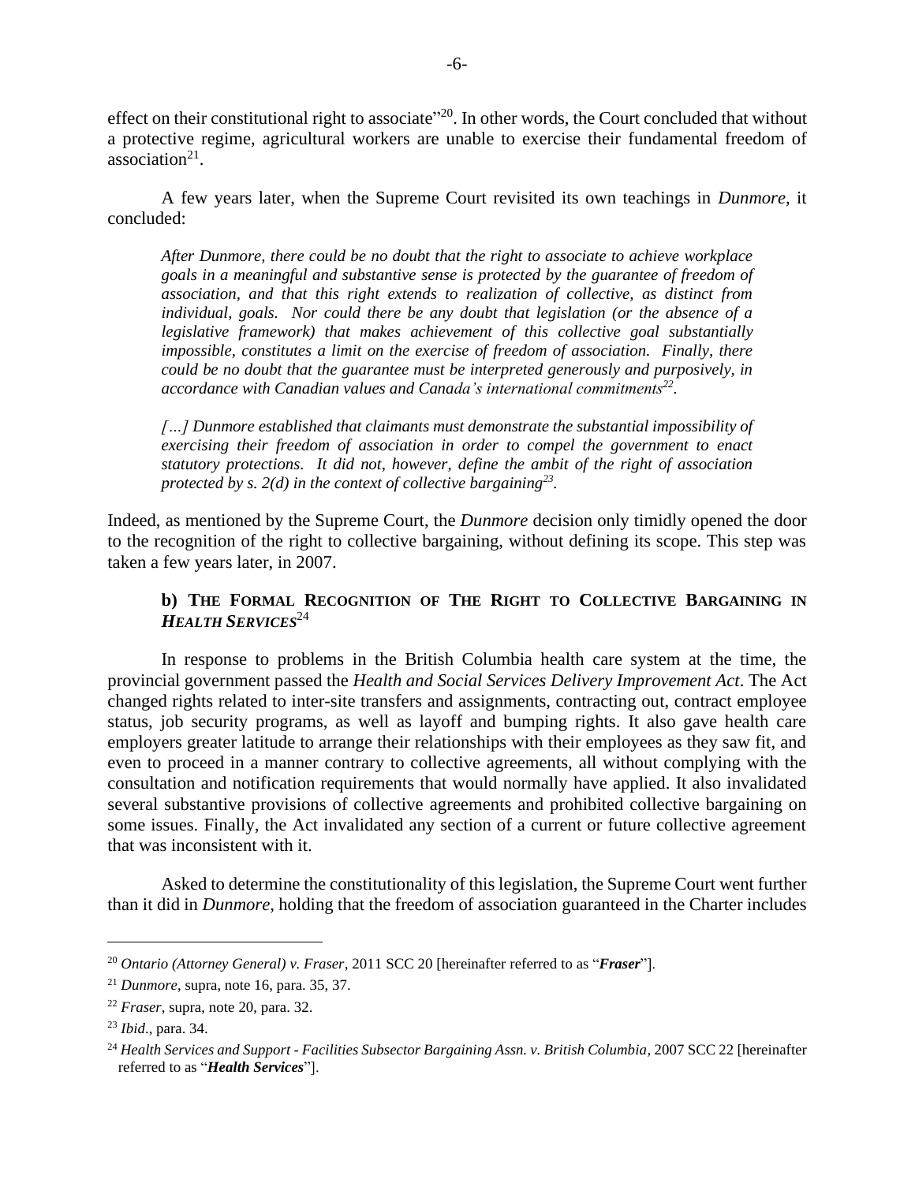effect on their constitutional right to associate"[20]. In other words, the Court concluded that without a protective regime, agricultural workers are unable to exercise their fundamental freedom of association[21].

A few years later, when the Supreme Court revisited its own teachings in *Dunmore*, it concluded:

> *After Dunmore, there could be no doubt that the right to associate to achieve workplace goals in a meaningful and substantive sense is protected by the guarantee of freedom of association, and that this right extends to realization of collective, as distinct from individual, goals. Nor could there be any doubt that legislation (or the absence of a legislative framework) that makes achievement of this collective goal substantially impossible, constitutes a limit on the exercise of freedom of association. Finally, there could be no doubt that the guarantee must be interpreted generously and purposively, in accordance with Canadian values and Canada's international commitments*[22].
>
> *[…] Dunmore established that claimants must demonstrate the substantial impossibility of exercising their freedom of association in order to compel the government to enact statutory protections. It did not, however, define the ambit of the right of association protected by s. 2(d) in the context of collective bargaining*[23].

Indeed, as mentioned by the Supreme Court, the *Dunmore* decision only timidly opened the door to the recognition of the right to collective bargaining, without defining its scope. This step was taken a few years later, in 2007.

### b) THE FORMAL RECOGNITION OF THE RIGHT TO COLLECTIVE BARGAINING IN *HEALTH SERVICES*[24]

In response to problems in the British Columbia health care system at the time, the provincial government passed the *Health and Social Services Delivery Improvement Act*. The Act changed rights related to inter-site transfers and assignments, contracting out, contract employee status, job security programs, as well as layoff and bumping rights. It also gave health care employers greater latitude to arrange their relationships with their employees as they saw fit, and even to proceed in a manner contrary to collective agreements, all without complying with the consultation and notification requirements that would normally have applied. It also invalidated several substantive provisions of collective agreements and prohibited collective bargaining on some issues. Finally, the Act invalidated any section of a current or future collective agreement that was inconsistent with it.

Asked to determine the constitutionality of this legislation, the Supreme Court went further than it did in *Dunmore*, holding that the freedom of association guaranteed in the Charter includes

---

[20] *Ontario (Attorney General) v. Fraser*, 2011 SCC 20 [hereinafter referred to as "***Fraser***"].

[21] *Dunmore*, supra, note 16, para. 35, 37.

[22] *Fraser*, supra, note 20, para. 32.

[23] *Ibid*., para. 34.

[24] *Health Services and Support - Facilities Subsector Bargaining Assn. v. British Columbia*, 2007 SCC 22 [hereinafter referred to as "***Health Services***"].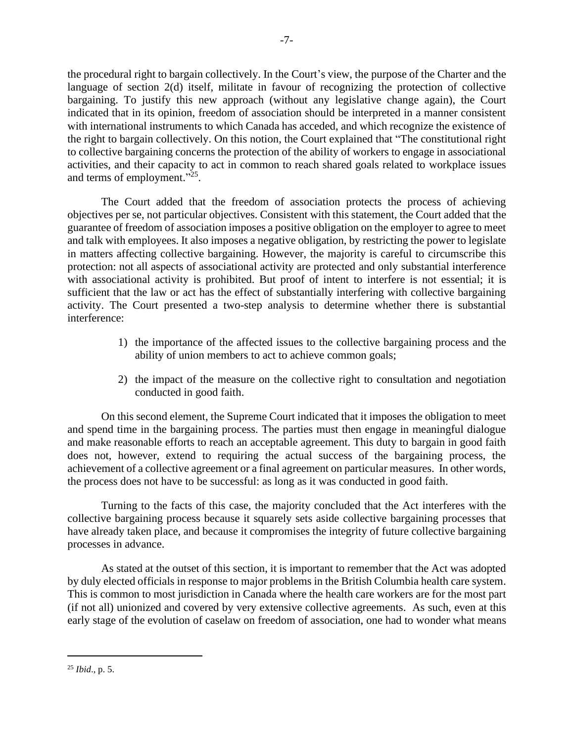the procedural right to bargain collectively. In the Court's view, the purpose of the Charter and the language of section 2(d) itself, militate in favour of recognizing the protection of collective bargaining. To justify this new approach (without any legislative change again), the Court indicated that in its opinion, freedom of association should be interpreted in a manner consistent with international instruments to which Canada has acceded, and which recognize the existence of the right to bargain collectively. On this notion, the Court explained that "The constitutional right to collective bargaining concerns the protection of the ability of workers to engage in associational activities, and their capacity to act in common to reach shared goals related to workplace issues and terms of employment."[25].

The Court added that the freedom of association protects the process of achieving objectives per se, not particular objectives. Consistent with this statement, the Court added that the guarantee of freedom of association imposes a positive obligation on the employer to agree to meet and talk with employees. It also imposes a negative obligation, by restricting the power to legislate in matters affecting collective bargaining. However, the majority is careful to circumscribe this protection: not all aspects of associational activity are protected and only substantial interference with associational activity is prohibited. But proof of intent to interfere is not essential; it is sufficient that the law or act has the effect of substantially interfering with collective bargaining activity. The Court presented a two-step analysis to determine whether there is substantial interference:

1) the importance of the affected issues to the collective bargaining process and the ability of union members to act to achieve common goals;

2) the impact of the measure on the collective right to consultation and negotiation conducted in good faith.

On this second element, the Supreme Court indicated that it imposes the obligation to meet and spend time in the bargaining process. The parties must then engage in meaningful dialogue and make reasonable efforts to reach an acceptable agreement. This duty to bargain in good faith does not, however, extend to requiring the actual success of the bargaining process, the achievement of a collective agreement or a final agreement on particular measures. In other words, the process does not have to be successful: as long as it was conducted in good faith.

Turning to the facts of this case, the majority concluded that the Act interferes with the collective bargaining process because it squarely sets aside collective bargaining processes that have already taken place, and because it compromises the integrity of future collective bargaining processes in advance.

As stated at the outset of this section, it is important to remember that the Act was adopted by duly elected officials in response to major problems in the British Columbia health care system. This is common to most jurisdiction in Canada where the health care workers are for the most part (if not all) unionized and covered by very extensive collective agreements. As such, even at this early stage of the evolution of caselaw on freedom of association, one had to wonder what means

---

[25] *Ibid.*, p. 5.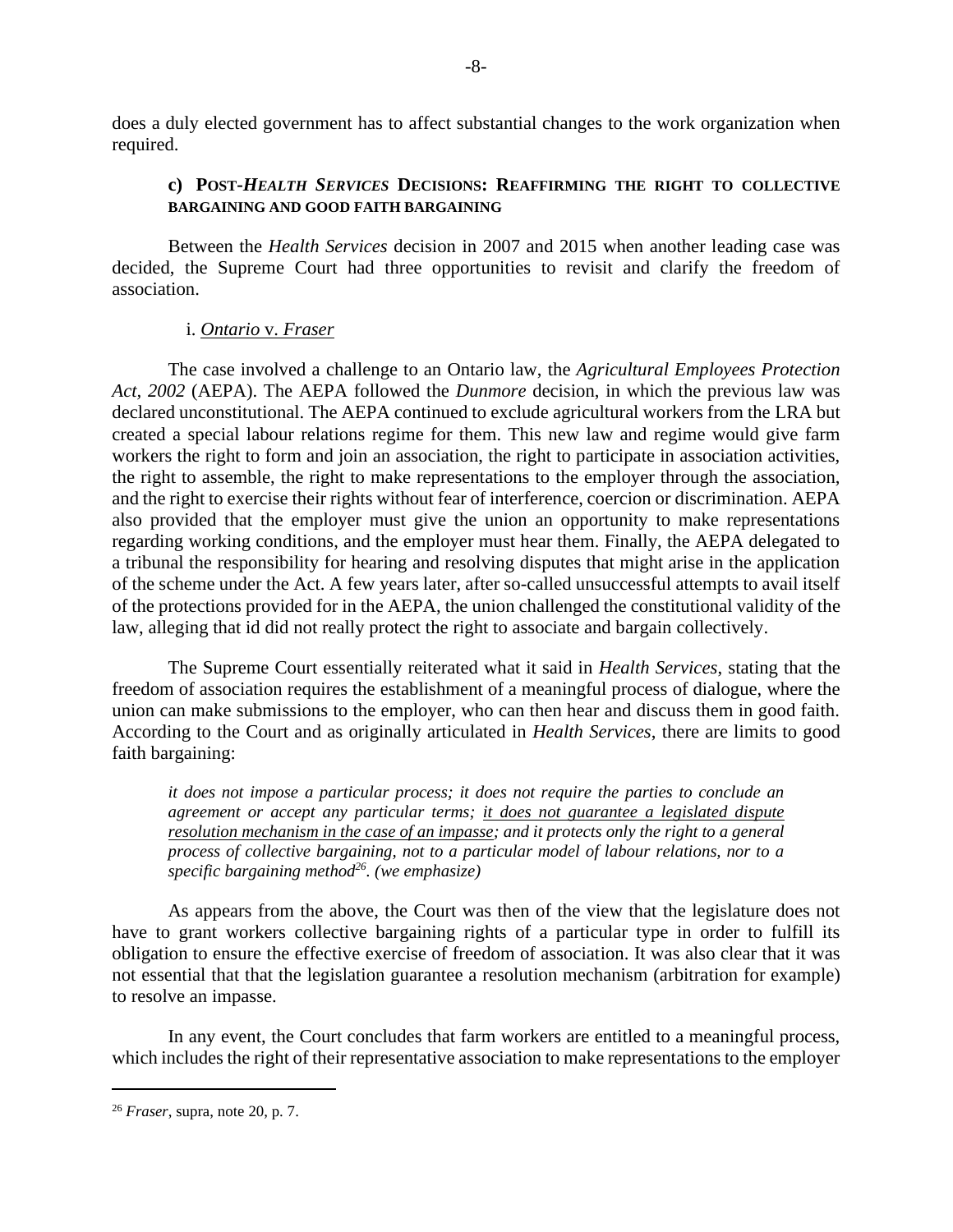does a duly elected government has to affect substantial changes to the work organization when required.

### c) POST-*HEALTH SERVICES* DECISIONS: REAFFIRMING THE RIGHT TO COLLECTIVE BARGAINING AND GOOD FAITH BARGAINING

Between the *Health Services* decision in 2007 and 2015 when another leading case was decided, the Supreme Court had three opportunities to revisit and clarify the freedom of association.

#### i. *Ontario* v. *Fraser*

The case involved a challenge to an Ontario law, the *Agricultural Employees Protection Act, 2002* (AEPA). The AEPA followed the *Dunmore* decision, in which the previous law was declared unconstitutional. The AEPA continued to exclude agricultural workers from the LRA but created a special labour relations regime for them. This new law and regime would give farm workers the right to form and join an association, the right to participate in association activities, the right to assemble, the right to make representations to the employer through the association, and the right to exercise their rights without fear of interference, coercion or discrimination. AEPA also provided that the employer must give the union an opportunity to make representations regarding working conditions, and the employer must hear them. Finally, the AEPA delegated to a tribunal the responsibility for hearing and resolving disputes that might arise in the application of the scheme under the Act. A few years later, after so-called unsuccessful attempts to avail itself of the protections provided for in the AEPA, the union challenged the constitutional validity of the law, alleging that id did not really protect the right to associate and bargain collectively.

The Supreme Court essentially reiterated what it said in *Health Services*, stating that the freedom of association requires the establishment of a meaningful process of dialogue, where the union can make submissions to the employer, who can then hear and discuss them in good faith. According to the Court and as originally articulated in *Health Services*, there are limits to good faith bargaining:

> *it does not impose a particular process; it does not require the parties to conclude an agreement or accept any particular terms; it does not guarantee a legislated dispute resolution mechanism in the case of an impasse; and it protects only the right to a general process of collective bargaining, not to a particular model of labour relations, nor to a specific bargaining method*[26]*. (we emphasize)*

As appears from the above, the Court was then of the view that the legislature does not have to grant workers collective bargaining rights of a particular type in order to fulfill its obligation to ensure the effective exercise of freedom of association. It was also clear that it was not essential that that the legislation guarantee a resolution mechanism (arbitration for example) to resolve an impasse.

In any event, the Court concludes that farm workers are entitled to a meaningful process, which includes the right of their representative association to make representations to the employer

---

[26] *Fraser*, supra, note 20, p. 7.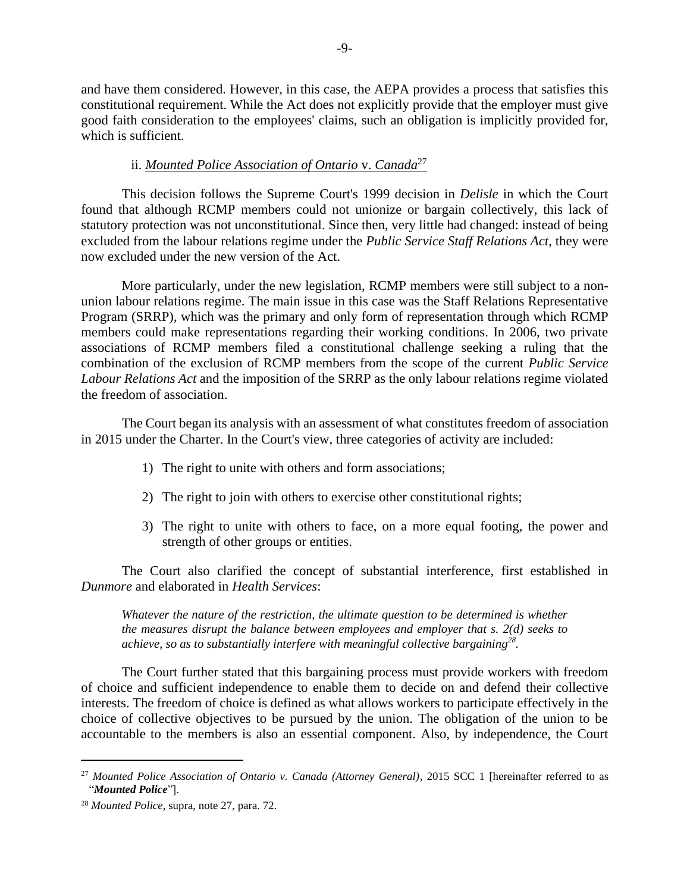and have them considered. However, in this case, the AEPA provides a process that satisfies this constitutional requirement. While the Act does not explicitly provide that the employer must give good faith consideration to the employees' claims, such an obligation is implicitly provided for, which is sufficient.

### ii. *Mounted Police Association of Ontario* v. *Canada*[27]

This decision follows the Supreme Court's 1999 decision in *Delisle* in which the Court found that although RCMP members could not unionize or bargain collectively, this lack of statutory protection was not unconstitutional. Since then, very little had changed: instead of being excluded from the labour relations regime under the *Public Service Staff Relations Act*, they were now excluded under the new version of the Act.

More particularly, under the new legislation, RCMP members were still subject to a non-union labour relations regime. The main issue in this case was the Staff Relations Representative Program (SRRP), which was the primary and only form of representation through which RCMP members could make representations regarding their working conditions. In 2006, two private associations of RCMP members filed a constitutional challenge seeking a ruling that the combination of the exclusion of RCMP members from the scope of the current *Public Service Labour Relations Act* and the imposition of the SRRP as the only labour relations regime violated the freedom of association.

The Court began its analysis with an assessment of what constitutes freedom of association in 2015 under the Charter. In the Court's view, three categories of activity are included:

1) The right to unite with others and form associations;

2) The right to join with others to exercise other constitutional rights;

3) The right to unite with others to face, on a more equal footing, the power and strength of other groups or entities.

The Court also clarified the concept of substantial interference, first established in *Dunmore* and elaborated in *Health Services*:

> *Whatever the nature of the restriction, the ultimate question to be determined is whether the measures disrupt the balance between employees and employer that s. 2(d) seeks to achieve, so as to substantially interfere with meaningful collective bargaining*[28].

The Court further stated that this bargaining process must provide workers with freedom of choice and sufficient independence to enable them to decide on and defend their collective interests. The freedom of choice is defined as what allows workers to participate effectively in the choice of collective objectives to be pursued by the union. The obligation of the union to be accountable to the members is also an essential component. Also, by independence, the Court

---

[27] *Mounted Police Association of Ontario v. Canada (Attorney General)*, 2015 SCC 1 [hereinafter referred to as "***Mounted Police***"].

[28] *Mounted Police*, supra, note 27, para. 72.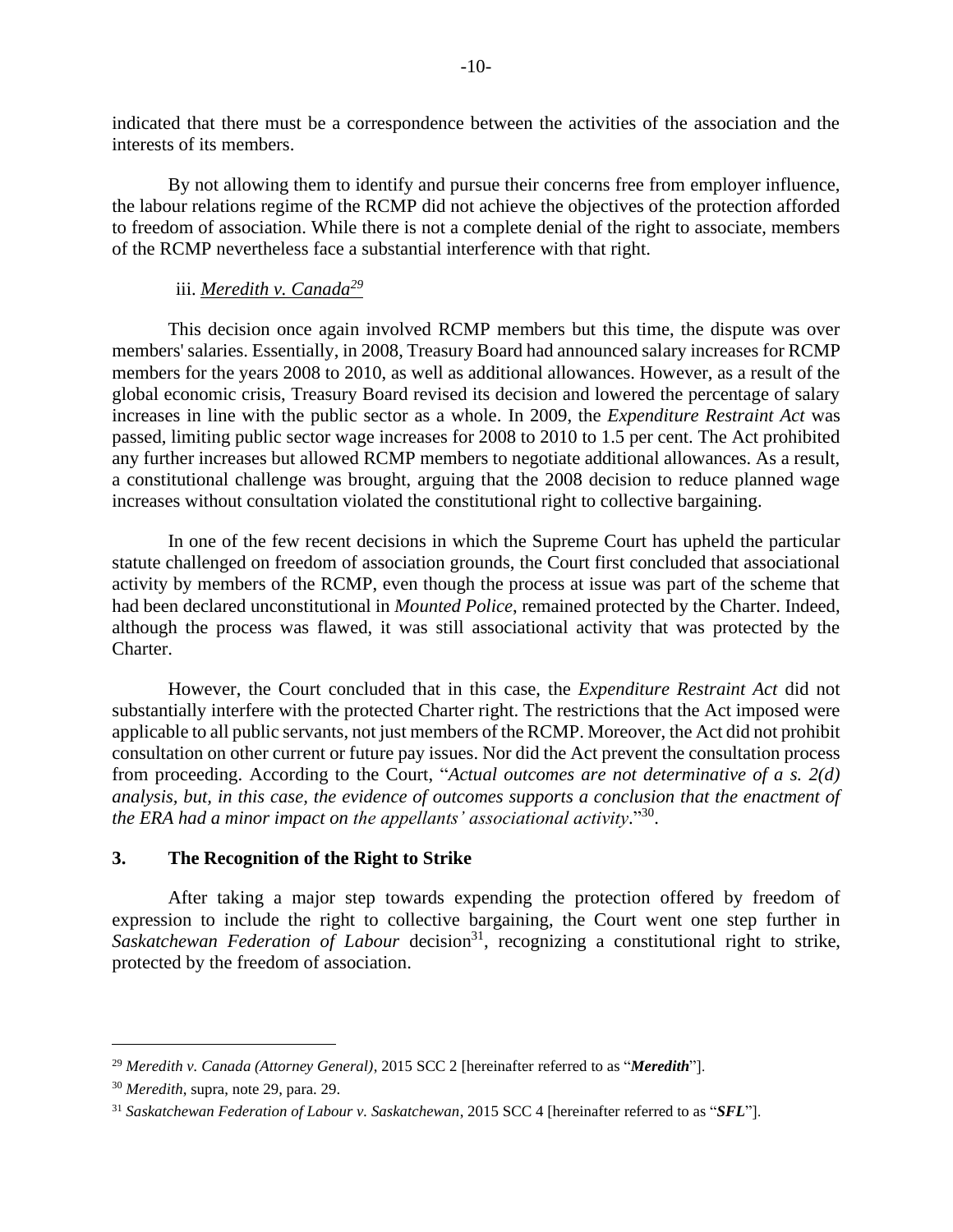indicated that there must be a correspondence between the activities of the association and the interests of its members.

By not allowing them to identify and pursue their concerns free from employer influence, the labour relations regime of the RCMP did not achieve the objectives of the protection afforded to freedom of association. While there is not a complete denial of the right to associate, members of the RCMP nevertheless face a substantial interference with that right.

iii. *Meredith v. Canada*[29]

This decision once again involved RCMP members but this time, the dispute was over members' salaries. Essentially, in 2008, Treasury Board had announced salary increases for RCMP members for the years 2008 to 2010, as well as additional allowances. However, as a result of the global economic crisis, Treasury Board revised its decision and lowered the percentage of salary increases in line with the public sector as a whole. In 2009, the *Expenditure Restraint Act* was passed, limiting public sector wage increases for 2008 to 2010 to 1.5 per cent. The Act prohibited any further increases but allowed RCMP members to negotiate additional allowances. As a result, a constitutional challenge was brought, arguing that the 2008 decision to reduce planned wage increases without consultation violated the constitutional right to collective bargaining.

In one of the few recent decisions in which the Supreme Court has upheld the particular statute challenged on freedom of association grounds, the Court first concluded that associational activity by members of the RCMP, even though the process at issue was part of the scheme that had been declared unconstitutional in *Mounted Police*, remained protected by the Charter. Indeed, although the process was flawed, it was still associational activity that was protected by the Charter.

However, the Court concluded that in this case, the *Expenditure Restraint Act* did not substantially interfere with the protected Charter right. The restrictions that the Act imposed were applicable to all public servants, not just members of the RCMP. Moreover, the Act did not prohibit consultation on other current or future pay issues. Nor did the Act prevent the consultation process from proceeding. According to the Court, "*Actual outcomes are not determinative of a s. 2(d) analysis, but, in this case, the evidence of outcomes supports a conclusion that the enactment of the ERA had a minor impact on the appellants' associational activity.*"[30].

### 3. The Recognition of the Right to Strike

After taking a major step towards expending the protection offered by freedom of expression to include the right to collective bargaining, the Court went one step further in *Saskatchewan Federation of Labour* decision[31], recognizing a constitutional right to strike, protected by the freedom of association.

---

[29] *Meredith v. Canada (Attorney General)*, 2015 SCC 2 [hereinafter referred to as "***Meredith***"].

[30] *Meredith*, supra, note 29, para. 29.

[31] *Saskatchewan Federation of Labour v. Saskatchewan*, 2015 SCC 4 [hereinafter referred to as "***SFL***"].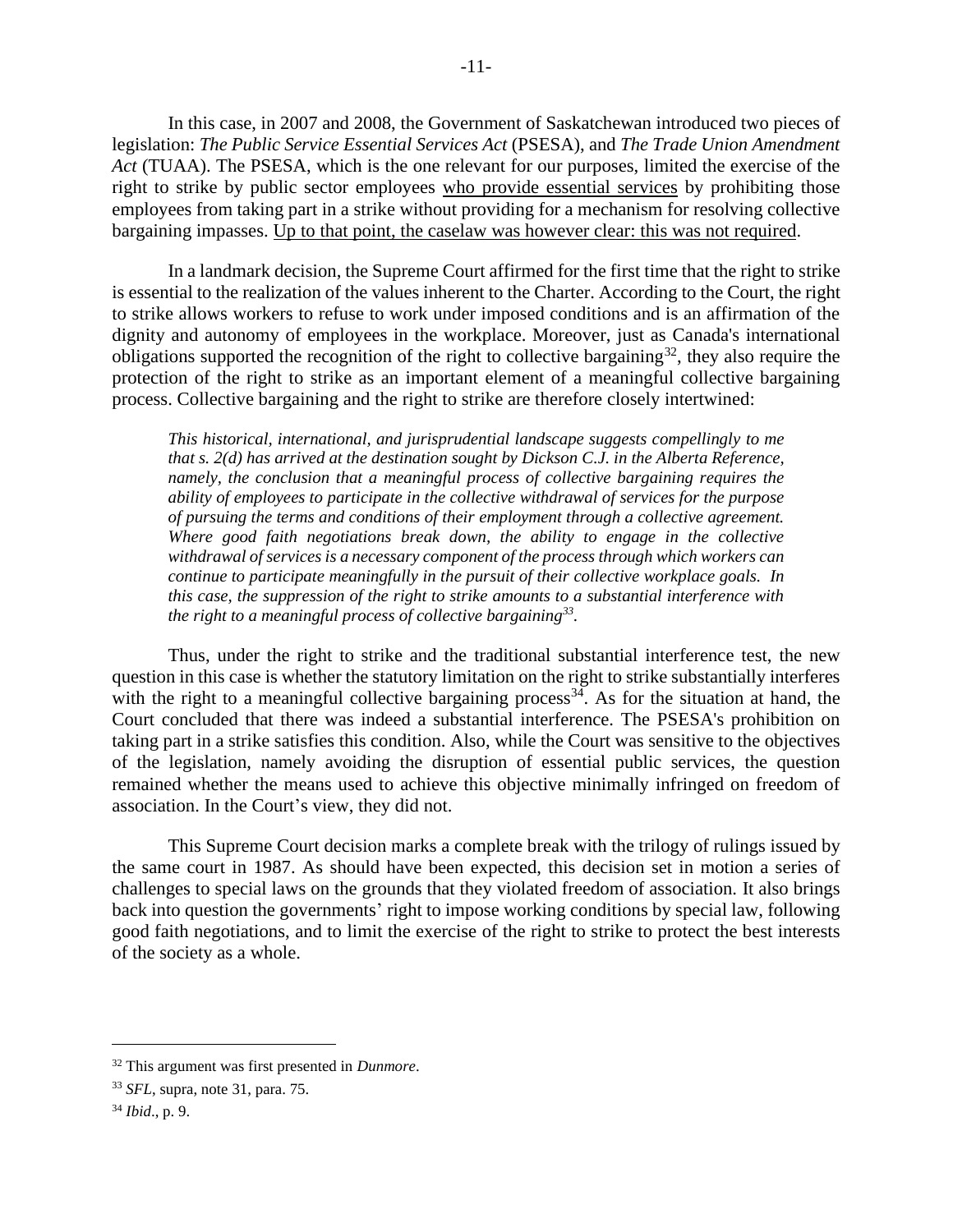In this case, in 2007 and 2008, the Government of Saskatchewan introduced two pieces of legislation: *The Public Service Essential Services Act* (PSESA), and *The Trade Union Amendment Act* (TUAA). The PSESA, which is the one relevant for our purposes, limited the exercise of the right to strike by public sector employees <u>who provide essential services</u> by prohibiting those employees from taking part in a strike without providing for a mechanism for resolving collective bargaining impasses. <u>Up to that point, the caselaw was however clear: this was not required</u>.

In a landmark decision, the Supreme Court affirmed for the first time that the right to strike is essential to the realization of the values inherent to the Charter. According to the Court, the right to strike allows workers to refuse to work under imposed conditions and is an affirmation of the dignity and autonomy of employees in the workplace. Moreover, just as Canada's international obligations supported the recognition of the right to collective bargaining[32], they also require the protection of the right to strike as an important element of a meaningful collective bargaining process. Collective bargaining and the right to strike are therefore closely intertwined:

> *This historical, international, and jurisprudential landscape suggests compellingly to me that s. 2(d) has arrived at the destination sought by Dickson C.J. in the Alberta Reference, namely, the conclusion that a meaningful process of collective bargaining requires the ability of employees to participate in the collective withdrawal of services for the purpose of pursuing the terms and conditions of their employment through a collective agreement. Where good faith negotiations break down, the ability to engage in the collective withdrawal of services is a necessary component of the process through which workers can continue to participate meaningfully in the pursuit of their collective workplace goals. In this case, the suppression of the right to strike amounts to a substantial interference with the right to a meaningful process of collective bargaining*[33].

Thus, under the right to strike and the traditional substantial interference test, the new question in this case is whether the statutory limitation on the right to strike substantially interferes with the right to a meaningful collective bargaining process[34]. As for the situation at hand, the Court concluded that there was indeed a substantial interference. The PSESA's prohibition on taking part in a strike satisfies this condition. Also, while the Court was sensitive to the objectives of the legislation, namely avoiding the disruption of essential public services, the question remained whether the means used to achieve this objective minimally infringed on freedom of association. In the Court's view, they did not.

This Supreme Court decision marks a complete break with the trilogy of rulings issued by the same court in 1987. As should have been expected, this decision set in motion a series of challenges to special laws on the grounds that they violated freedom of association. It also brings back into question the governments' right to impose working conditions by special law, following good faith negotiations, and to limit the exercise of the right to strike to protect the best interests of the society as a whole.

---

[32] This argument was first presented in *Dunmore*.

[33] *SFL*, supra, note 31, para. 75.

[34] *Ibid*., p. 9.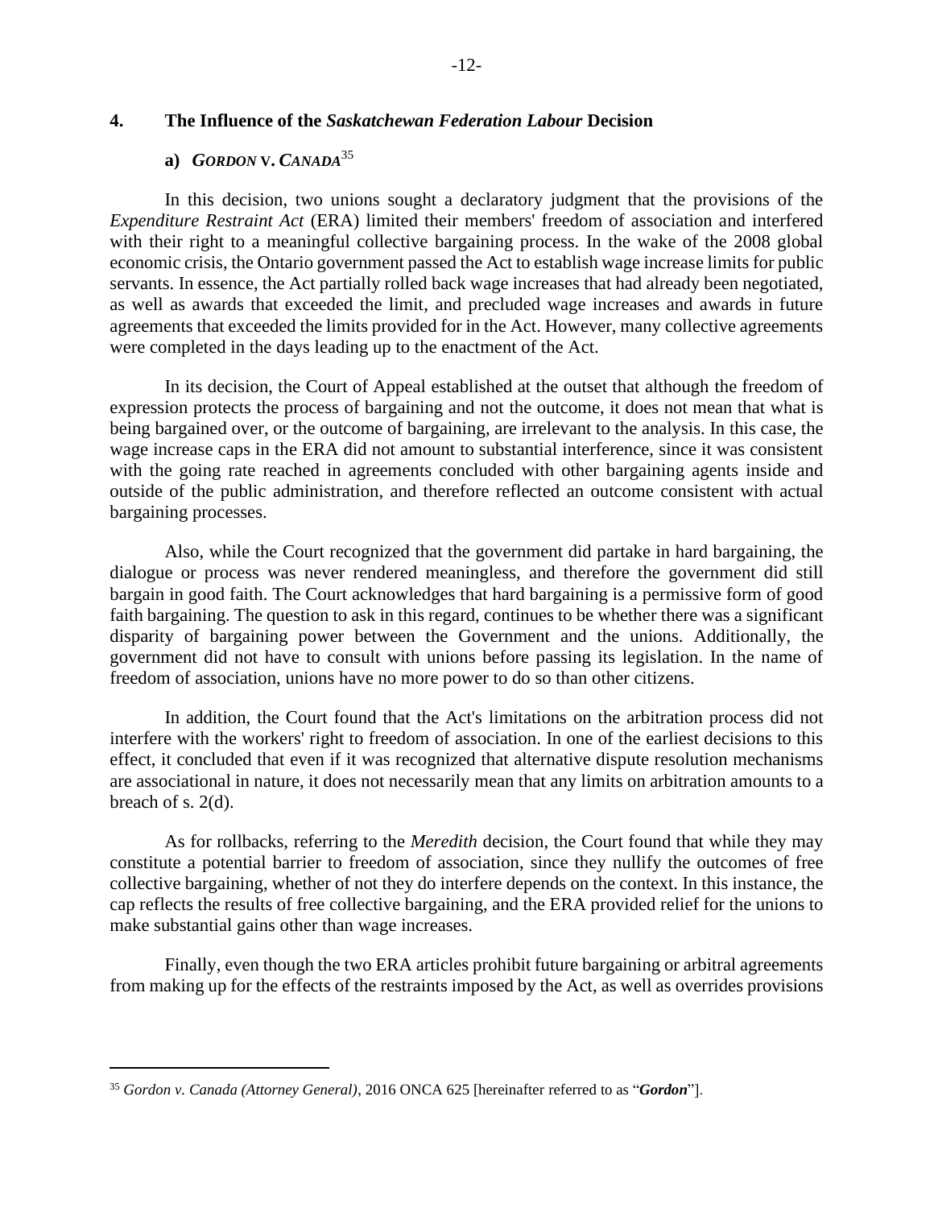## 4. The Influence of the *Saskatchewan Federation Labour* Decision

### a) *GORDON* v. *CANADA*[35]

In this decision, two unions sought a declaratory judgment that the provisions of the *Expenditure Restraint Act* (ERA) limited their members' freedom of association and interfered with their right to a meaningful collective bargaining process. In the wake of the 2008 global economic crisis, the Ontario government passed the Act to establish wage increase limits for public servants. In essence, the Act partially rolled back wage increases that had already been negotiated, as well as awards that exceeded the limit, and precluded wage increases and awards in future agreements that exceeded the limits provided for in the Act. However, many collective agreements were completed in the days leading up to the enactment of the Act.

In its decision, the Court of Appeal established at the outset that although the freedom of expression protects the process of bargaining and not the outcome, it does not mean that what is being bargained over, or the outcome of bargaining, are irrelevant to the analysis. In this case, the wage increase caps in the ERA did not amount to substantial interference, since it was consistent with the going rate reached in agreements concluded with other bargaining agents inside and outside of the public administration, and therefore reflected an outcome consistent with actual bargaining processes.

Also, while the Court recognized that the government did partake in hard bargaining, the dialogue or process was never rendered meaningless, and therefore the government did still bargain in good faith. The Court acknowledges that hard bargaining is a permissive form of good faith bargaining. The question to ask in this regard, continues to be whether there was a significant disparity of bargaining power between the Government and the unions. Additionally, the government did not have to consult with unions before passing its legislation. In the name of freedom of association, unions have no more power to do so than other citizens.

In addition, the Court found that the Act's limitations on the arbitration process did not interfere with the workers' right to freedom of association. In one of the earliest decisions to this effect, it concluded that even if it was recognized that alternative dispute resolution mechanisms are associational in nature, it does not necessarily mean that any limits on arbitration amounts to a breach of s. 2(d).

As for rollbacks, referring to the *Meredith* decision, the Court found that while they may constitute a potential barrier to freedom of association, since they nullify the outcomes of free collective bargaining, whether of not they do interfere depends on the context. In this instance, the cap reflects the results of free collective bargaining, and the ERA provided relief for the unions to make substantial gains other than wage increases.

Finally, even though the two ERA articles prohibit future bargaining or arbitral agreements from making up for the effects of the restraints imposed by the Act, as well as overrides provisions

---

[35] *Gordon v. Canada (Attorney General)*, 2016 ONCA 625 [hereinafter referred to as "***Gordon***"].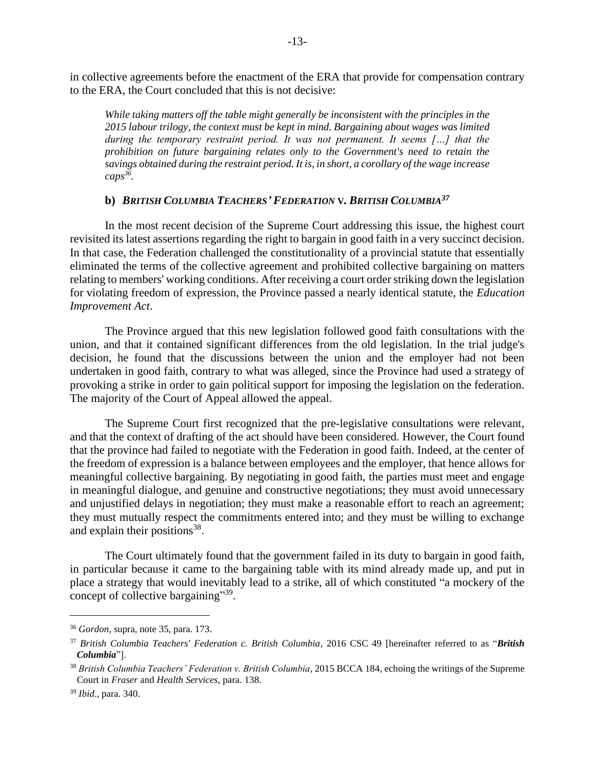in collective agreements before the enactment of the ERA that provide for compensation contrary to the ERA, the Court concluded that this is not decisive:

> *While taking matters off the table might generally be inconsistent with the principles in the 2015 labour trilogy, the context must be kept in mind. Bargaining about wages was limited during the temporary restraint period. It was not permanent. It seems […] that the prohibition on future bargaining relates only to the Government's need to retain the savings obtained during the restraint period. It is, in short, a corollary of the wage increase caps*[36].

### b) *British Columbia Teachers' Federation* v. *British Columbia*[37]

In the most recent decision of the Supreme Court addressing this issue, the highest court revisited its latest assertions regarding the right to bargain in good faith in a very succinct decision. In that case, the Federation challenged the constitutionality of a provincial statute that essentially eliminated the terms of the collective agreement and prohibited collective bargaining on matters relating to members' working conditions. After receiving a court order striking down the legislation for violating freedom of expression, the Province passed a nearly identical statute, the *Education Improvement Act*.

The Province argued that this new legislation followed good faith consultations with the union, and that it contained significant differences from the old legislation. In the trial judge's decision, he found that the discussions between the union and the employer had not been undertaken in good faith, contrary to what was alleged, since the Province had used a strategy of provoking a strike in order to gain political support for imposing the legislation on the federation. The majority of the Court of Appeal allowed the appeal.

The Supreme Court first recognized that the pre-legislative consultations were relevant, and that the context of drafting of the act should have been considered. However, the Court found that the province had failed to negotiate with the Federation in good faith. Indeed, at the center of the freedom of expression is a balance between employees and the employer, that hence allows for meaningful collective bargaining. By negotiating in good faith, the parties must meet and engage in meaningful dialogue, and genuine and constructive negotiations; they must avoid unnecessary and unjustified delays in negotiation; they must make a reasonable effort to reach an agreement; they must mutually respect the commitments entered into; and they must be willing to exchange and explain their positions[38].

The Court ultimately found that the government failed in its duty to bargain in good faith, in particular because it came to the bargaining table with its mind already made up, and put in place a strategy that would inevitably lead to a strike, all of which constituted "a mockery of the concept of collective bargaining"[39].

---

[36] *Gordon*, supra, note 35, para. 173.

[37] *British Columbia Teachers' Federation c. British Columbia*, 2016 CSC 49 [hereinafter referred to as "***British Columbia***"].

[38] *British Columbia Teachers' Federation v. British Columbia*, 2015 BCCA 184, echoing the writings of the Supreme Court in *Fraser* and *Health Services*, para. 138.

[39] *Ibid*., para. 340.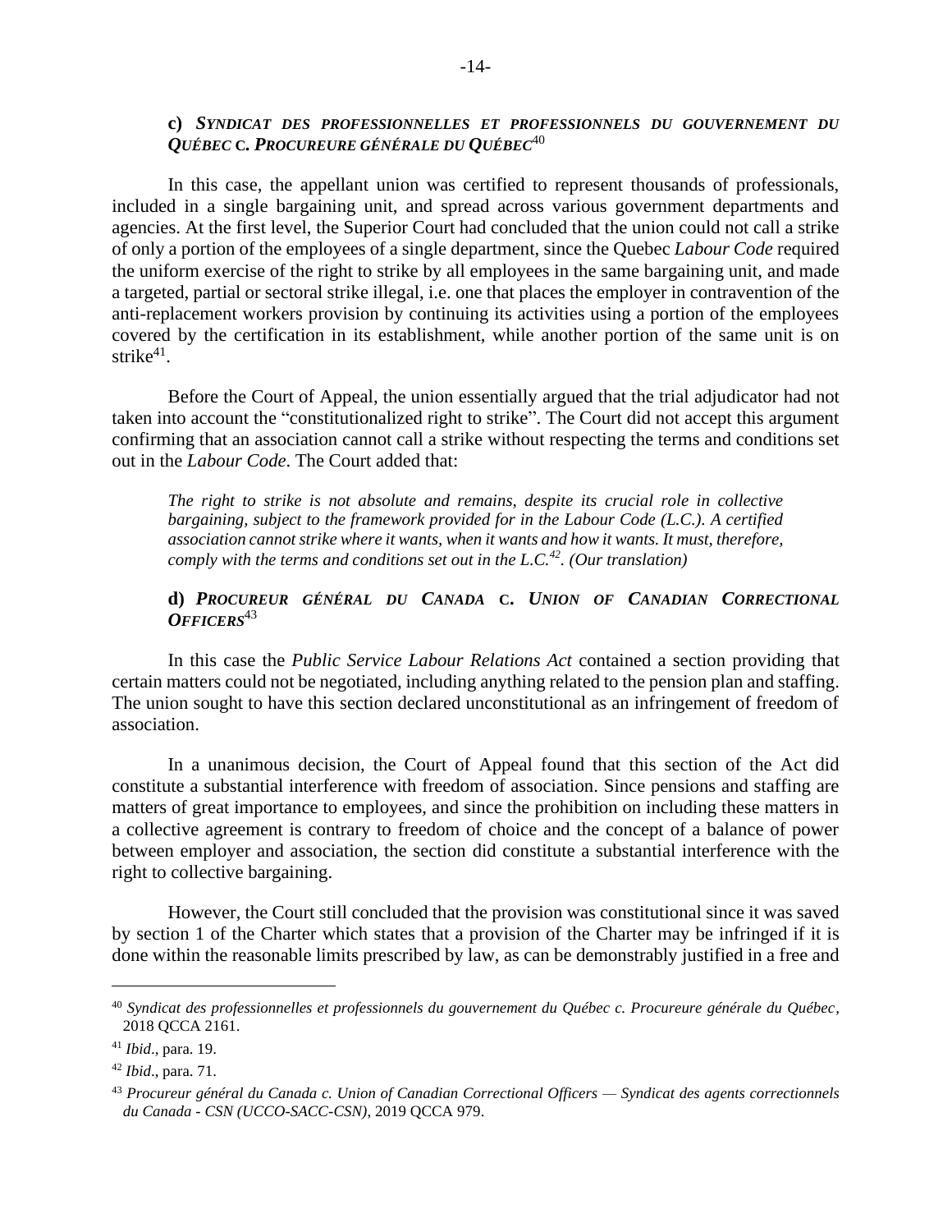### c) *SYNDICAT DES PROFESSIONNELLES ET PROFESSIONNELS DU GOUVERNEMENT DU QUÉBEC* c. *PROCUREURE GÉNÉRALE DU QUÉBEC*[40]

In this case, the appellant union was certified to represent thousands of professionals, included in a single bargaining unit, and spread across various government departments and agencies. At the first level, the Superior Court had concluded that the union could not call a strike of only a portion of the employees of a single department, since the Quebec *Labour Code* required the uniform exercise of the right to strike by all employees in the same bargaining unit, and made a targeted, partial or sectoral strike illegal, i.e. one that places the employer in contravention of the anti-replacement workers provision by continuing its activities using a portion of the employees covered by the certification in its establishment, while another portion of the same unit is on strike[41].

Before the Court of Appeal, the union essentially argued that the trial adjudicator had not taken into account the "constitutionalized right to strike". The Court did not accept this argument confirming that an association cannot call a strike without respecting the terms and conditions set out in the *Labour Code*. The Court added that:

> *The right to strike is not absolute and remains, despite its crucial role in collective bargaining, subject to the framework provided for in the Labour Code (L.C.). A certified association cannot strike where it wants, when it wants and how it wants. It must, therefore, comply with the terms and conditions set out in the L.C.[42]. (Our translation)*

### d) *PROCUREUR GÉNÉRAL DU CANADA* c. *UNION OF CANADIAN CORRECTIONAL OFFICERS*[43]

In this case the *Public Service Labour Relations Act* contained a section providing that certain matters could not be negotiated, including anything related to the pension plan and staffing. The union sought to have this section declared unconstitutional as an infringement of freedom of association.

In a unanimous decision, the Court of Appeal found that this section of the Act did constitute a substantial interference with freedom of association. Since pensions and staffing are matters of great importance to employees, and since the prohibition on including these matters in a collective agreement is contrary to freedom of choice and the concept of a balance of power between employer and association, the section did constitute a substantial interference with the right to collective bargaining.

However, the Court still concluded that the provision was constitutional since it was saved by section 1 of the Charter which states that a provision of the Charter may be infringed if it is done within the reasonable limits prescribed by law, as can be demonstrably justified in a free and

---

[40] *Syndicat des professionnelles et professionnels du gouvernement du Québec c. Procureure générale du Québec*, 2018 QCCA 2161.

[41] *Ibid*., para. 19.

[42] *Ibid*., para. 71.

[43] *Procureur général du Canada c. Union of Canadian Correctional Officers — Syndicat des agents correctionnels du Canada - CSN (UCCO-SACC-CSN)*, 2019 QCCA 979.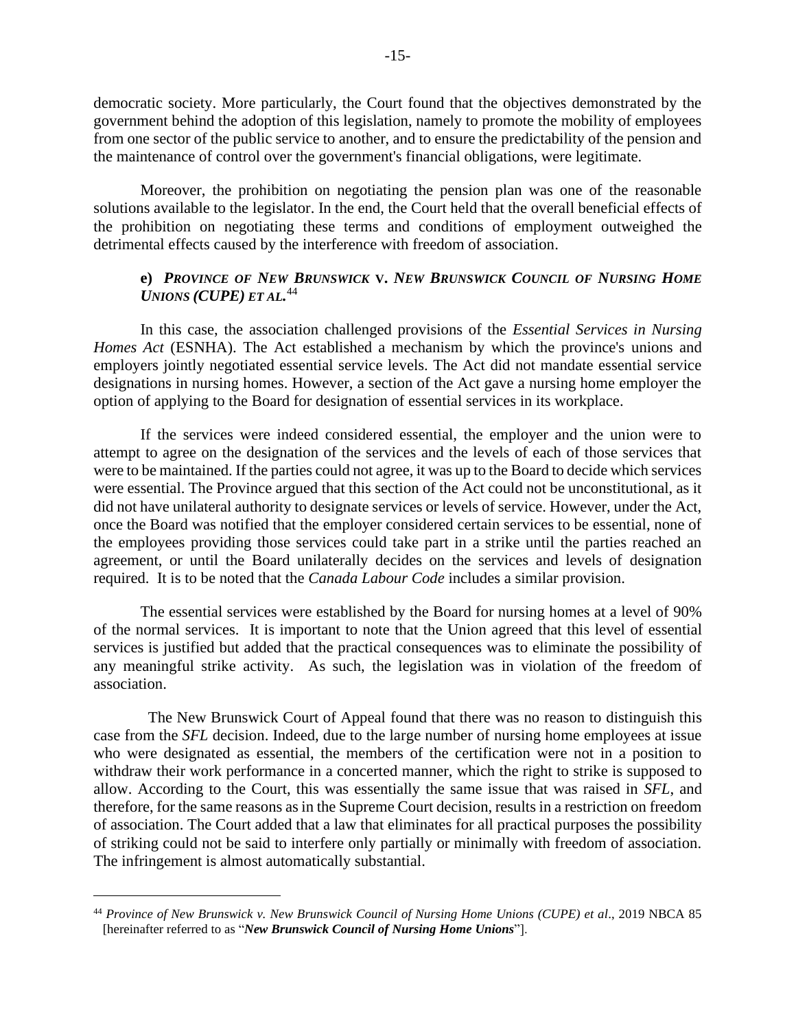democratic society. More particularly, the Court found that the objectives demonstrated by the government behind the adoption of this legislation, namely to promote the mobility of employees from one sector of the public service to another, and to ensure the predictability of the pension and the maintenance of control over the government's financial obligations, were legitimate.

Moreover, the prohibition on negotiating the pension plan was one of the reasonable solutions available to the legislator. In the end, the Court held that the overall beneficial effects of the prohibition on negotiating these terms and conditions of employment outweighed the detrimental effects caused by the interference with freedom of association.

### e) *Province of New Brunswick* v. *New Brunswick Council of Nursing Home Unions (CUPE) et al.*[44]

In this case, the association challenged provisions of the *Essential Services in Nursing Homes Act* (ESNHA). The Act established a mechanism by which the province's unions and employers jointly negotiated essential service levels. The Act did not mandate essential service designations in nursing homes. However, a section of the Act gave a nursing home employer the option of applying to the Board for designation of essential services in its workplace.

If the services were indeed considered essential, the employer and the union were to attempt to agree on the designation of the services and the levels of each of those services that were to be maintained. If the parties could not agree, it was up to the Board to decide which services were essential. The Province argued that this section of the Act could not be unconstitutional, as it did not have unilateral authority to designate services or levels of service. However, under the Act, once the Board was notified that the employer considered certain services to be essential, none of the employees providing those services could take part in a strike until the parties reached an agreement, or until the Board unilaterally decides on the services and levels of designation required. It is to be noted that the *Canada Labour Code* includes a similar provision.

The essential services were established by the Board for nursing homes at a level of 90% of the normal services. It is important to note that the Union agreed that this level of essential services is justified but added that the practical consequences was to eliminate the possibility of any meaningful strike activity. As such, the legislation was in violation of the freedom of association.

The New Brunswick Court of Appeal found that there was no reason to distinguish this case from the *SFL* decision. Indeed, due to the large number of nursing home employees at issue who were designated as essential, the members of the certification were not in a position to withdraw their work performance in a concerted manner, which the right to strike is supposed to allow. According to the Court, this was essentially the same issue that was raised in *SFL*, and therefore, for the same reasons as in the Supreme Court decision, results in a restriction on freedom of association. The Court added that a law that eliminates for all practical purposes the possibility of striking could not be said to interfere only partially or minimally with freedom of association. The infringement is almost automatically substantial.

---

[44] *Province of New Brunswick v. New Brunswick Council of Nursing Home Unions (CUPE) et al*., 2019 NBCA 85 [hereinafter referred to as "***New Brunswick Council of Nursing Home Unions***"].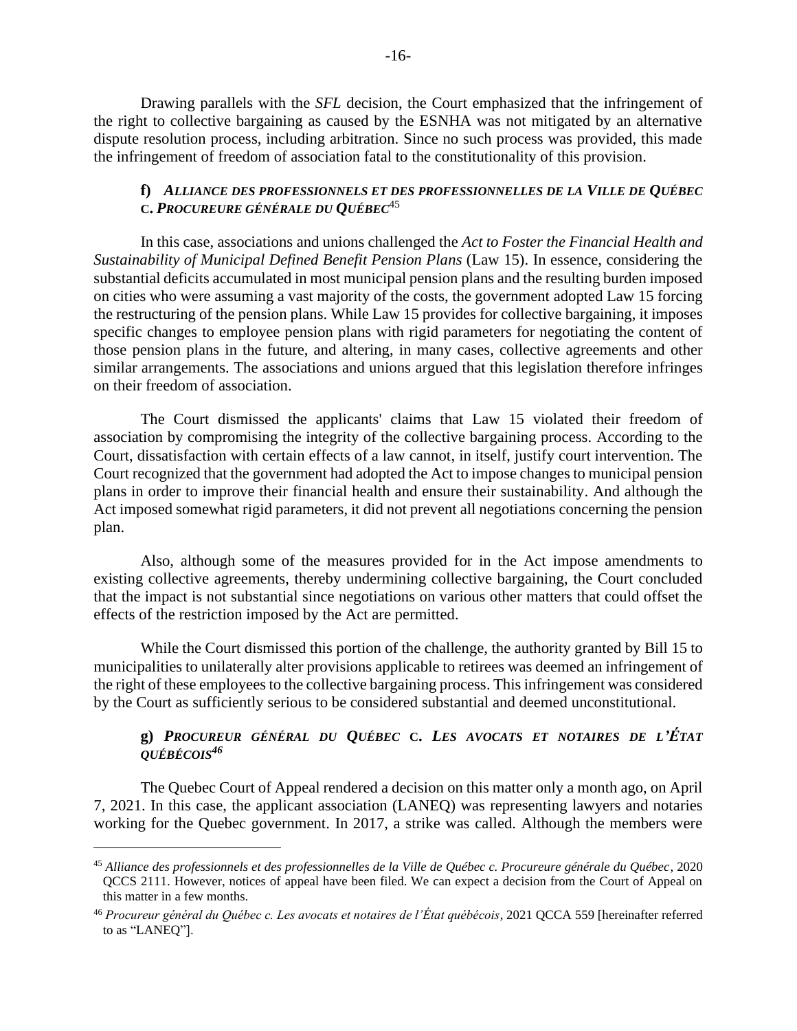Drawing parallels with the *SFL* decision, the Court emphasized that the infringement of the right to collective bargaining as caused by the ESNHA was not mitigated by an alternative dispute resolution process, including arbitration. Since no such process was provided, this made the infringement of freedom of association fatal to the constitutionality of this provision.

### f) *ALLIANCE DES PROFESSIONNELS ET DES PROFESSIONNELLES DE LA VILLE DE QUÉBEC* C. *PROCUREURE GÉNÉRALE DU QUÉBEC*[45]

In this case, associations and unions challenged the *Act to Foster the Financial Health and Sustainability of Municipal Defined Benefit Pension Plans* (Law 15). In essence, considering the substantial deficits accumulated in most municipal pension plans and the resulting burden imposed on cities who were assuming a vast majority of the costs, the government adopted Law 15 forcing the restructuring of the pension plans. While Law 15 provides for collective bargaining, it imposes specific changes to employee pension plans with rigid parameters for negotiating the content of those pension plans in the future, and altering, in many cases, collective agreements and other similar arrangements. The associations and unions argued that this legislation therefore infringes on their freedom of association.

The Court dismissed the applicants' claims that Law 15 violated their freedom of association by compromising the integrity of the collective bargaining process. According to the Court, dissatisfaction with certain effects of a law cannot, in itself, justify court intervention. The Court recognized that the government had adopted the Act to impose changes to municipal pension plans in order to improve their financial health and ensure their sustainability. And although the Act imposed somewhat rigid parameters, it did not prevent all negotiations concerning the pension plan.

Also, although some of the measures provided for in the Act impose amendments to existing collective agreements, thereby undermining collective bargaining, the Court concluded that the impact is not substantial since negotiations on various other matters that could offset the effects of the restriction imposed by the Act are permitted.

While the Court dismissed this portion of the challenge, the authority granted by Bill 15 to municipalities to unilaterally alter provisions applicable to retirees was deemed an infringement of the right of these employees to the collective bargaining process. This infringement was considered by the Court as sufficiently serious to be considered substantial and deemed unconstitutional.

### g) *PROCUREUR GÉNÉRAL DU QUÉBEC* C. *LES AVOCATS ET NOTAIRES DE L'ÉTAT QUÉBÉCOIS*[46]

The Quebec Court of Appeal rendered a decision on this matter only a month ago, on April 7, 2021. In this case, the applicant association (LANEQ) was representing lawyers and notaries working for the Quebec government. In 2017, a strike was called. Although the members were

---

[45] *Alliance des professionnels et des professionnelles de la Ville de Québec c. Procureure générale du Québec*, 2020 QCCS 2111. However, notices of appeal have been filed. We can expect a decision from the Court of Appeal on this matter in a few months.

[46] *Procureur général du Québec c. Les avocats et notaires de l'État québécois*, 2021 QCCA 559 [hereinafter referred to as "LANEQ"].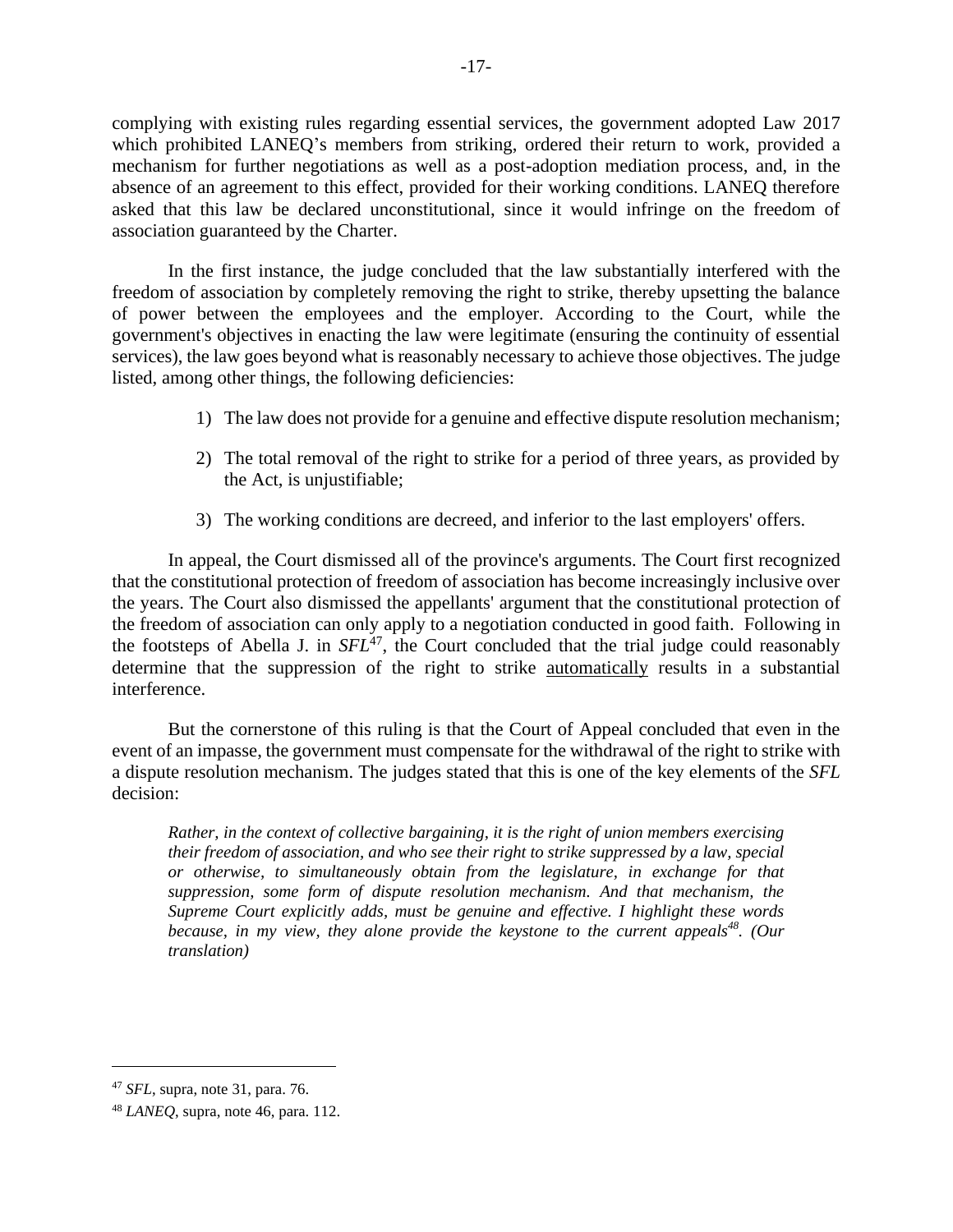complying with existing rules regarding essential services, the government adopted Law 2017 which prohibited LANEQ's members from striking, ordered their return to work, provided a mechanism for further negotiations as well as a post-adoption mediation process, and, in the absence of an agreement to this effect, provided for their working conditions. LANEQ therefore asked that this law be declared unconstitutional, since it would infringe on the freedom of association guaranteed by the Charter.

In the first instance, the judge concluded that the law substantially interfered with the freedom of association by completely removing the right to strike, thereby upsetting the balance of power between the employees and the employer. According to the Court, while the government's objectives in enacting the law were legitimate (ensuring the continuity of essential services), the law goes beyond what is reasonably necessary to achieve those objectives. The judge listed, among other things, the following deficiencies:

1) The law does not provide for a genuine and effective dispute resolution mechanism;

2) The total removal of the right to strike for a period of three years, as provided by the Act, is unjustifiable;

3) The working conditions are decreed, and inferior to the last employers' offers.

In appeal, the Court dismissed all of the province's arguments. The Court first recognized that the constitutional protection of freedom of association has become increasingly inclusive over the years. The Court also dismissed the appellants' argument that the constitutional protection of the freedom of association can only apply to a negotiation conducted in good faith. Following in the footsteps of Abella J. in *SFL*[47], the Court concluded that the trial judge could reasonably determine that the suppression of the right to strike <u>automatically</u> results in a substantial interference.

But the cornerstone of this ruling is that the Court of Appeal concluded that even in the event of an impasse, the government must compensate for the withdrawal of the right to strike with a dispute resolution mechanism. The judges stated that this is one of the key elements of the *SFL* decision:

> *Rather, in the context of collective bargaining, it is the right of union members exercising their freedom of association, and who see their right to strike suppressed by a law, special or otherwise, to simultaneously obtain from the legislature, in exchange for that suppression, some form of dispute resolution mechanism. And that mechanism, the Supreme Court explicitly adds, must be genuine and effective. I highlight these words because, in my view, they alone provide the keystone to the current appeals*[48]*. (Our translation)*

---

[47] *SFL*, supra, note 31, para. 76.

[48] *LANEQ*, supra, note 46, para. 112.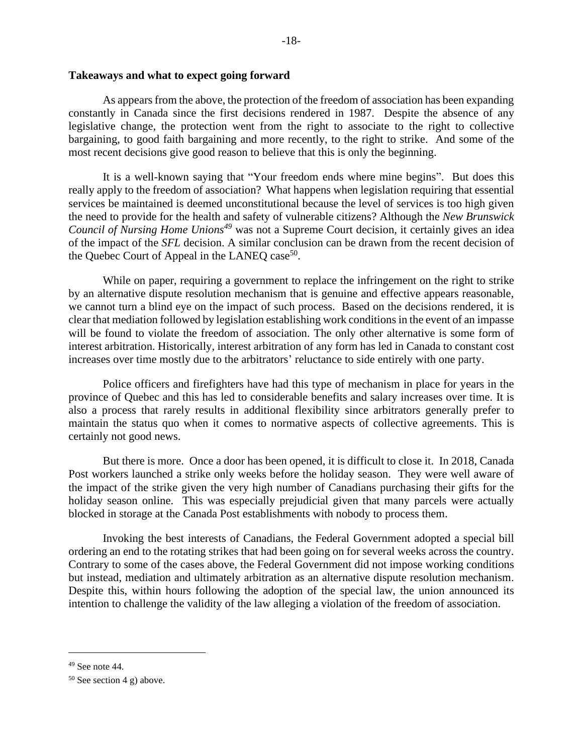**Takeaways and what to expect going forward**

As appears from the above, the protection of the freedom of association has been expanding constantly in Canada since the first decisions rendered in 1987. Despite the absence of any legislative change, the protection went from the right to associate to the right to collective bargaining, to good faith bargaining and more recently, to the right to strike. And some of the most recent decisions give good reason to believe that this is only the beginning.

It is a well-known saying that "Your freedom ends where mine begins". But does this really apply to the freedom of association? What happens when legislation requiring that essential services be maintained is deemed unconstitutional because the level of services is too high given the need to provide for the health and safety of vulnerable citizens? Although the *New Brunswick Council of Nursing Home Unions*[49] was not a Supreme Court decision, it certainly gives an idea of the impact of the *SFL* decision. A similar conclusion can be drawn from the recent decision of the Quebec Court of Appeal in the LANEQ case[50].

While on paper, requiring a government to replace the infringement on the right to strike by an alternative dispute resolution mechanism that is genuine and effective appears reasonable, we cannot turn a blind eye on the impact of such process. Based on the decisions rendered, it is clear that mediation followed by legislation establishing work conditions in the event of an impasse will be found to violate the freedom of association. The only other alternative is some form of interest arbitration. Historically, interest arbitration of any form has led in Canada to constant cost increases over time mostly due to the arbitrators' reluctance to side entirely with one party.

Police officers and firefighters have had this type of mechanism in place for years in the province of Quebec and this has led to considerable benefits and salary increases over time. It is also a process that rarely results in additional flexibility since arbitrators generally prefer to maintain the status quo when it comes to normative aspects of collective agreements. This is certainly not good news.

But there is more. Once a door has been opened, it is difficult to close it. In 2018, Canada Post workers launched a strike only weeks before the holiday season. They were well aware of the impact of the strike given the very high number of Canadians purchasing their gifts for the holiday season online. This was especially prejudicial given that many parcels were actually blocked in storage at the Canada Post establishments with nobody to process them.

Invoking the best interests of Canadians, the Federal Government adopted a special bill ordering an end to the rotating strikes that had been going on for several weeks across the country. Contrary to some of the cases above, the Federal Government did not impose working conditions but instead, mediation and ultimately arbitration as an alternative dispute resolution mechanism. Despite this, within hours following the adoption of the special law, the union announced its intention to challenge the validity of the law alleging a violation of the freedom of association.

---

[49] See note 44.

[50] See section 4 g) above.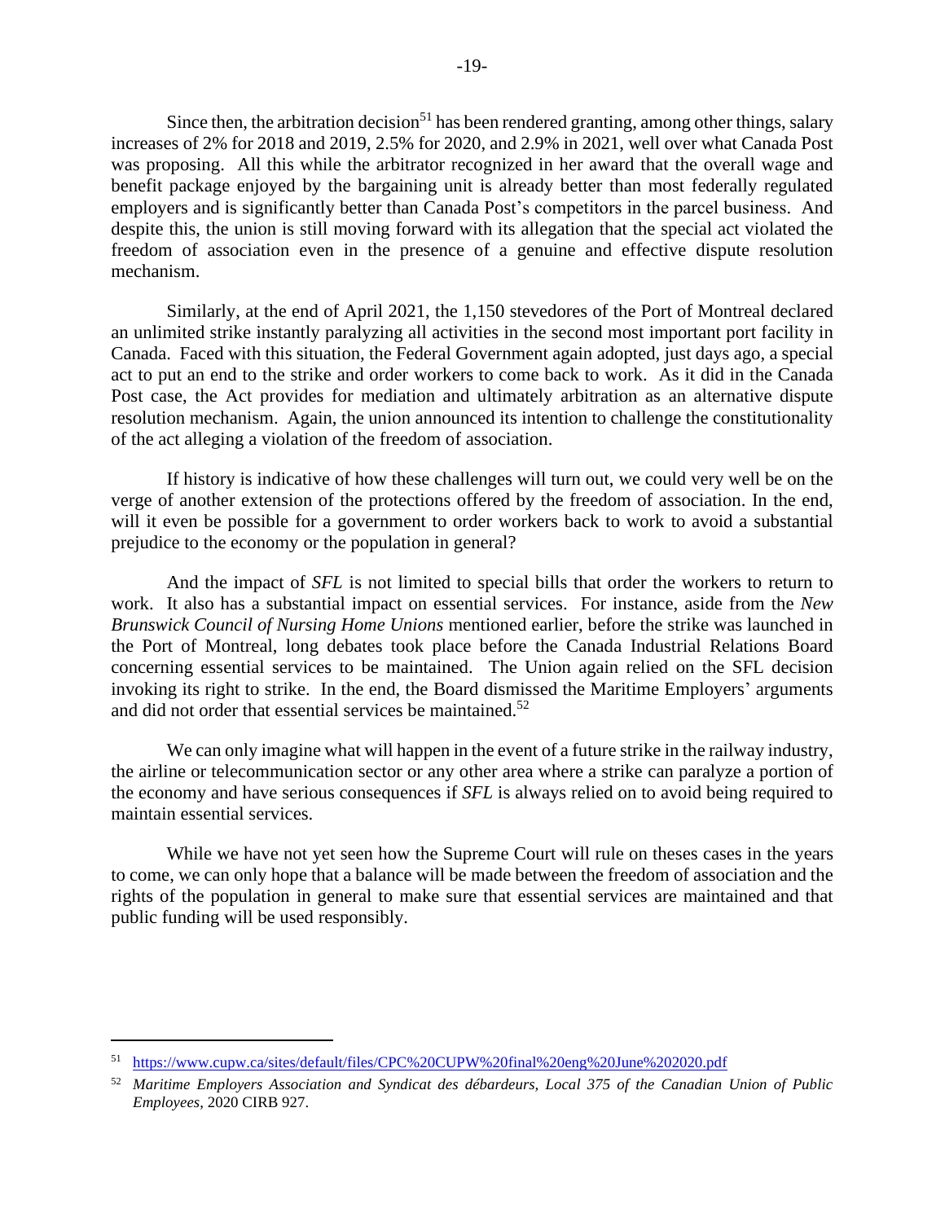Since then, the arbitration decision[51] has been rendered granting, among other things, salary increases of 2% for 2018 and 2019, 2.5% for 2020, and 2.9% in 2021, well over what Canada Post was proposing. All this while the arbitrator recognized in her award that the overall wage and benefit package enjoyed by the bargaining unit is already better than most federally regulated employers and is significantly better than Canada Post's competitors in the parcel business. And despite this, the union is still moving forward with its allegation that the special act violated the freedom of association even in the presence of a genuine and effective dispute resolution mechanism.

Similarly, at the end of April 2021, the 1,150 stevedores of the Port of Montreal declared an unlimited strike instantly paralyzing all activities in the second most important port facility in Canada. Faced with this situation, the Federal Government again adopted, just days ago, a special act to put an end to the strike and order workers to come back to work. As it did in the Canada Post case, the Act provides for mediation and ultimately arbitration as an alternative dispute resolution mechanism. Again, the union announced its intention to challenge the constitutionality of the act alleging a violation of the freedom of association.

If history is indicative of how these challenges will turn out, we could very well be on the verge of another extension of the protections offered by the freedom of association. In the end, will it even be possible for a government to order workers back to work to avoid a substantial prejudice to the economy or the population in general?

And the impact of *SFL* is not limited to special bills that order the workers to return to work. It also has a substantial impact on essential services. For instance, aside from the *New Brunswick Council of Nursing Home Unions* mentioned earlier, before the strike was launched in the Port of Montreal, long debates took place before the Canada Industrial Relations Board concerning essential services to be maintained. The Union again relied on the SFL decision invoking its right to strike. In the end, the Board dismissed the Maritime Employers' arguments and did not order that essential services be maintained.[52]

We can only imagine what will happen in the event of a future strike in the railway industry, the airline or telecommunication sector or any other area where a strike can paralyze a portion of the economy and have serious consequences if *SFL* is always relied on to avoid being required to maintain essential services.

While we have not yet seen how the Supreme Court will rule on theses cases in the years to come, we can only hope that a balance will be made between the freedom of association and the rights of the population in general to make sure that essential services are maintained and that public funding will be used responsibly.

---

[51] https://www.cupw.ca/sites/default/files/CPC%20CUPW%20final%20eng%20June%202020.pdf

[52] *Maritime Employers Association and Syndicat des débardeurs, Local 375 of the Canadian Union of Public Employees*, 2020 CIRB 927.